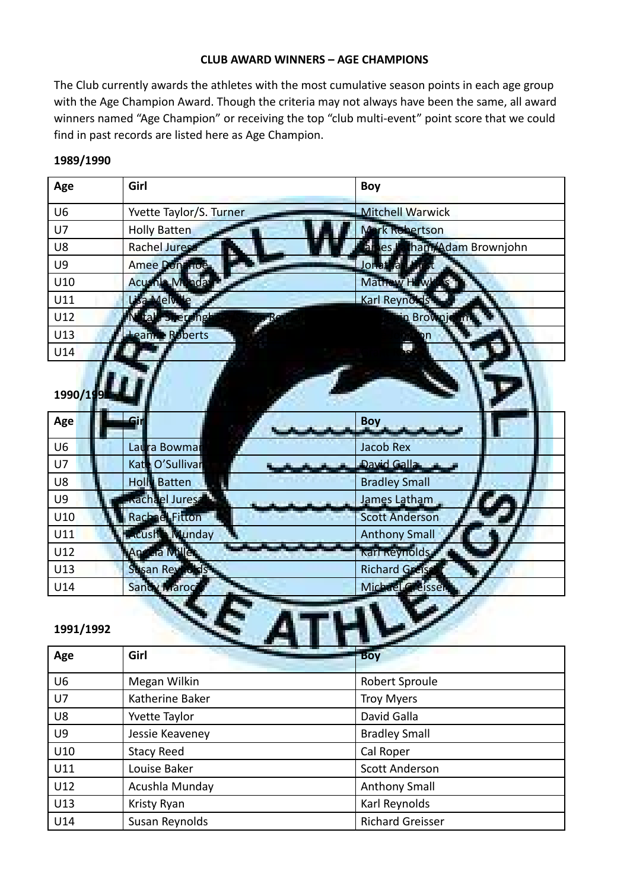**CLUB AWARD WINNERS – AGE CHAMPIONS**

The Club currently awards the athletes with the most cumulative season points in each age group with the Age Champion Award. Though the criteria may not always have been the same, all award winners named "Age Champion" or receiving the top "club multi-event" point score that we could find in past records are listed here as Age Champion.

**1989/1990**

| Age | Girl | Boy |
|---|---|---|
| U6 | Yvette Taylor/S. Turner | Mitchell Warwick |
| U7 | Holly Batten | Mark Robertson |
| U8 | Rachel Juresa | James Latham/Adam Brownjohn |
| U9 | Amee Donohoe | Jonathan |
| U10 | Acushla Munday | Mathew Hawkins |
| U11 | Lisa Melville | Karl Reynolds |
| U12 | Natalie Sterringham | Brownjohn |
| U13 | Leanne Roberts | |
| U14 | | |

**1990/1991**

| Age | Girl | Boy |
|---|---|---|
| U6 | Laura Bowman | Jacob Rex |
| U7 | Kate O'Sullivan | David Galla |
| U8 | Holly Batten | Bradley Small |
| U9 | Rachael Juresa | James Latham |
| U10 | Rachael Fitton | Scott Anderson |
| U11 | Acushla Munday | Anthony Small |
| U12 | Angela Miller | Karl Reynolds |
| U13 | Susan Reynolds | Richard Greisser |
| U14 | Sandy Maroc | Michael Greisser |

**1991/1992**

| Age | Girl | Boy |
|---|---|---|
| U6 | Megan Wilkin | Robert Sproule |
| U7 | Katherine Baker | Troy Myers |
| U8 | Yvette Taylor | David Galla |
| U9 | Jessie Keaveney | Bradley Small |
| U10 | Stacy Reed | Cal Roper |
| U11 | Louise Baker | Scott Anderson |
| U12 | Acushla Munday | Anthony Small |
| U13 | Kristy Ryan | Karl Reynolds |
| U14 | Susan Reynolds | Richard Greisser |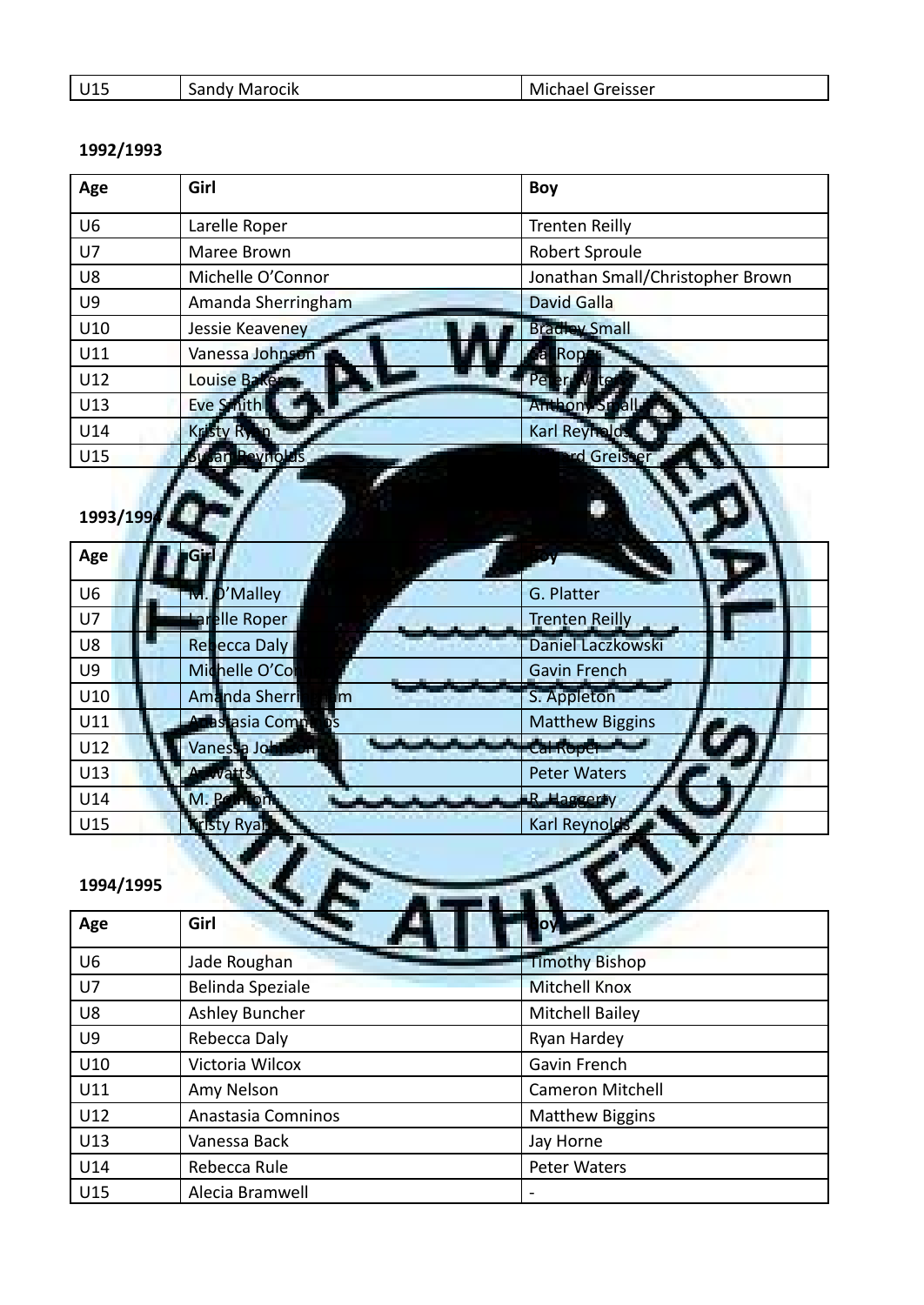| U15 | Sandy Marocik | Michael Greisser |
|---|---|---|

**1992/1993**

| Age | Girl | Boy |
|---|---|---|
| U6 | Larelle Roper | Trenten Reilly |
| U7 | Maree Brown | Robert Sproule |
| U8 | Michelle O'Connor | Jonathan Small/Christopher Brown |
| U9 | Amanda Sherringham | David Galla |
| U10 | Jessie Keaveney | Bradley Small |
| U11 | Vanessa Johnson | Cal Roper |
| U12 | Louise Baker | Peter Waters |
| U13 | Eve Smith | Anthony Small |
| U14 | Kristy Ryan | Karl Reynolds |
| U15 | Susan Reynolds | Richard Greisser |

**1993/1994**

| Age | Girl | Boy |
|---|---|---|
| U6 | M. O'Malley | G. Platter |
| U7 | Larelle Roper | Trenten Reilly |
| U8 | Rebecca Daly | Daniel Laczkowski |
| U9 | Michelle O'Connor | Gavin French |
| U10 | Amanda Sherringham | S. Appleton |
| U11 | Anastasia Comninos | Matthew Biggins |
| U12 | Vanessa Johnson | Cal Roper |
| U13 | A. Watts | Peter Waters |
| U14 | M. Pearson | R. Haggerty |
| U15 | Kristy Ryan | Karl Reynolds |

**1994/1995**

| Age | Girl | Boy |
|---|---|---|
| U6 | Jade Roughan | Timothy Bishop |
| U7 | Belinda Speziale | Mitchell Knox |
| U8 | Ashley Buncher | Mitchell Bailey |
| U9 | Rebecca Daly | Ryan Hardey |
| U10 | Victoria Wilcox | Gavin French |
| U11 | Amy Nelson | Cameron Mitchell |
| U12 | Anastasia Comninos | Matthew Biggins |
| U13 | Vanessa Back | Jay Horne |
| U14 | Rebecca Rule | Peter Waters |
| U15 | Alecia Bramwell | - |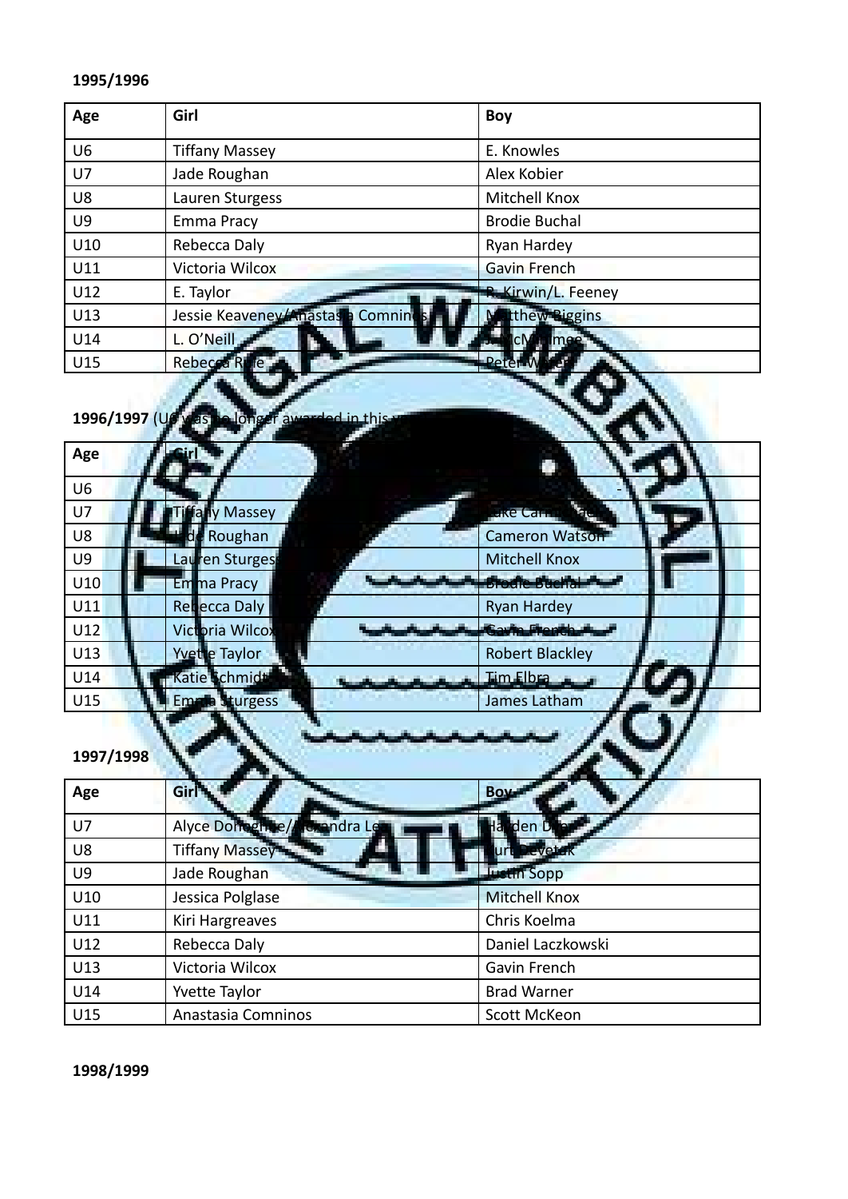**1995/1996**

| Age | Girl | Boy |
|---|---|---|
| U6 | Tiffany Massey | E. Knowles |
| U7 | Jade Roughan | Alex Kobier |
| U8 | Lauren Sturgess | Mitchell Knox |
| U9 | Emma Pracy | Brodie Buchal |
| U10 | Rebecca Daly | Ryan Hardey |
| U11 | Victoria Wilcox | Gavin French |
| U12 | E. Taylor | R. Kirwin/L. Feeney |
| U13 | Jessie Keaveney/Anastasia Comninos | Matthew Biggins |
| U14 | L. O'Neill | J. McMahon |
| U15 | Rebecca Rule | Peter W... |

**1996/1997** (U6 was no longer awarded in this year)

| Age | Girl | Boy |
|---|---|---|
| U6 | - | - |
| U7 | Tiffany Massey | Luke Carr... |
| U8 | Jade Roughan | Cameron Watson |
| U9 | Lauren Sturgess | Mitchell Knox |
| U10 | Emma Pracy | Brodie Buchal |
| U11 | Rebecca Daly | Ryan Hardey |
| U12 | Victoria Wilcox | Gavin French |
| U13 | Yvette Taylor | Robert Blackley |
| U14 | Katie Schmidt | Tim Elbra |
| U15 | Emma Sturgess | James Latham |

**1997/1998**

| Age | Girl | Boy |
|---|---|---|
| U7 | Alyce Donoghue/Alexandra Le... | Hayden D... |
| U8 | Tiffany Massey | ...Levetuk |
| U9 | Jade Roughan | Justin Sopp |
| U10 | Jessica Polglase | Mitchell Knox |
| U11 | Kiri Hargreaves | Chris Koelma |
| U12 | Rebecca Daly | Daniel Laczkowski |
| U13 | Victoria Wilcox | Gavin French |
| U14 | Yvette Taylor | Brad Warner |
| U15 | Anastasia Comninos | Scott McKeon |

**1998/1999**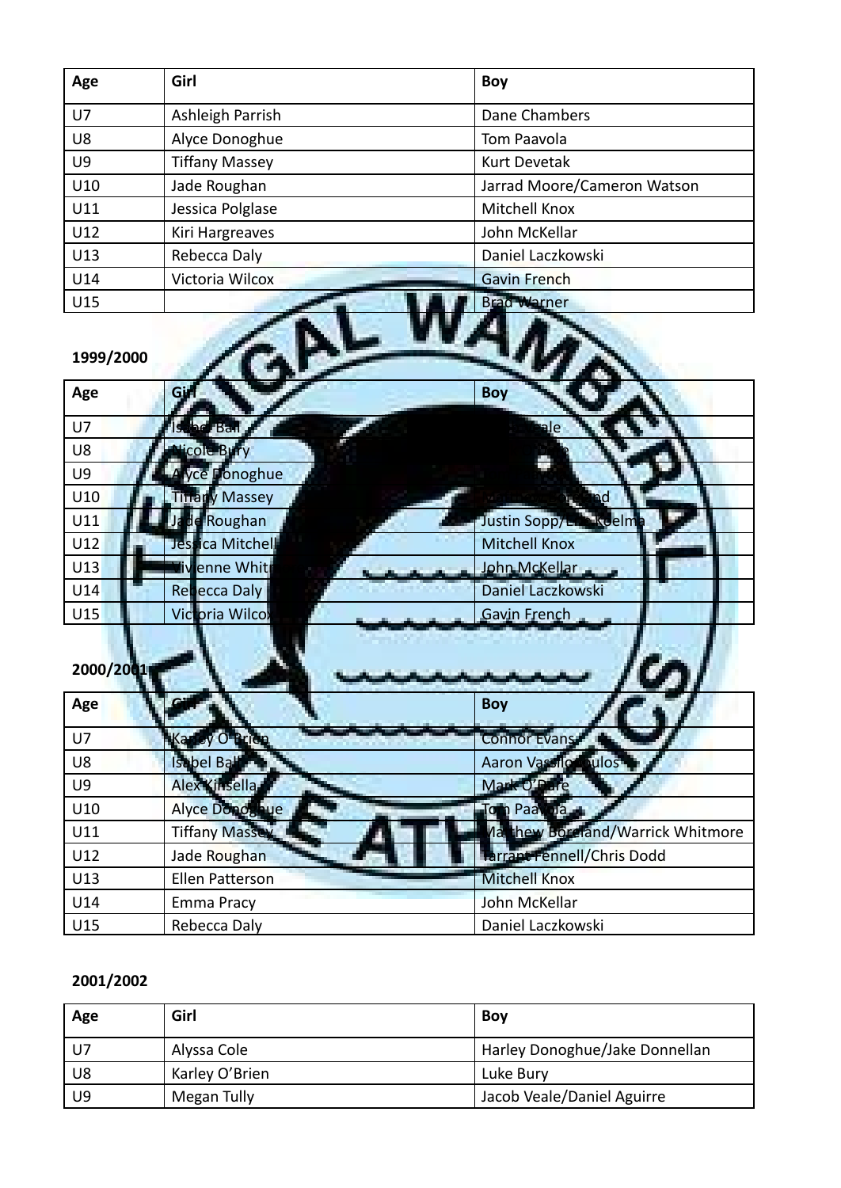| Age | Girl | Boy |
|---|---|---|
| U7 | Ashleigh Parrish | Dane Chambers |
| U8 | Alyce Donoghue | Tom Paavola |
| U9 | Tiffany Massey | Kurt Devetak |
| U10 | Jade Roughan | Jarrad Moore/Cameron Watson |
| U11 | Jessica Polglase | Mitchell Knox |
| U12 | Kiri Hargreaves | John McKellar |
| U13 | Rebecca Daly | Daniel Laczkowski |
| U14 | Victoria Wilcox | Gavin French |
| U15 | | Brad Warner |

**1999/2000**

| Age | Girl | Boy |
|---|---|---|
| U7 | Isabel Ball | ...ale |
| U8 | Nicole Bury | ...e |
| U9 | Alyce Donoghue | |
| U10 | Tiffany Massey | ...nd |
| U11 | Jade Roughan | Justin Sopp/E... Koelm... |
| U12 | Jessica Mitchell | Mitchell Knox |
| U13 | Vivienne Whit... | John McKellar |
| U14 | Rebecca Daly | Daniel Laczkowski |
| U15 | Victoria Wilcox | Gavin French |

**2000/2001**

| Age | Girl | Boy |
|---|---|---|
| U7 | Karley O'Brien | Connor Evans |
| U8 | Isabel Ball | Aaron Vassilopoulos |
| U9 | Alex Kinsella | Mark O'Hare |
| U10 | Alyce Donoghue | Tom Paavola |
| U11 | Tiffany Massey | Matthew Boreland/Warrick Whitmore |
| U12 | Jade Roughan | Tarrant Fennell/Chris Dodd |
| U13 | Ellen Patterson | Mitchell Knox |
| U14 | Emma Pracy | John McKellar |
| U15 | Rebecca Daly | Daniel Laczkowski |

**2001/2002**

| Age | Girl | Boy |
|---|---|---|
| U7 | Alyssa Cole | Harley Donoghue/Jake Donnellan |
| U8 | Karley O'Brien | Luke Bury |
| U9 | Megan Tully | Jacob Veale/Daniel Aguirre |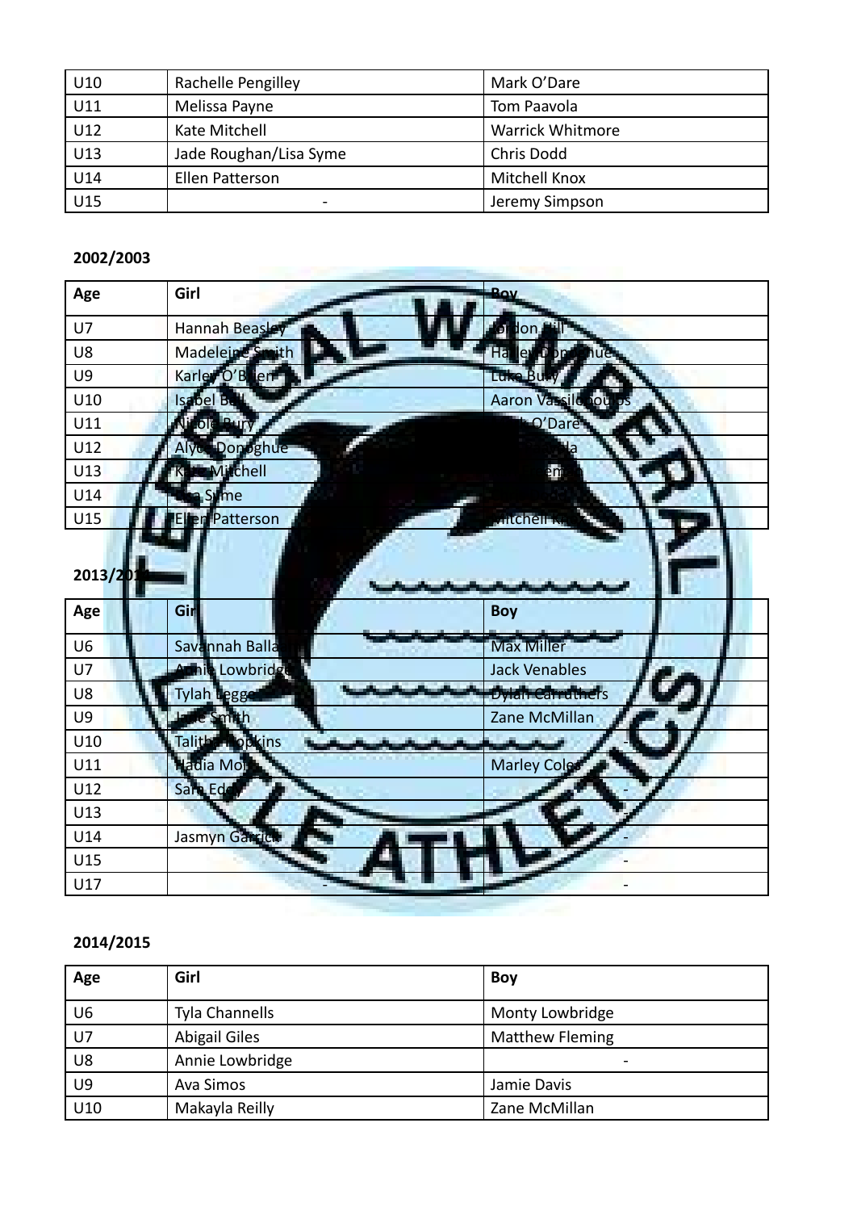| U10 | Rachelle Pengilley | Mark O'Dare |
|---|---|---|
| U11 | Melissa Payne | Tom Paavola |
| U12 | Kate Mitchell | Warrick Whitmore |
| U13 | Jade Roughan/Lisa Syme | Chris Dodd |
| U14 | Ellen Patterson | Mitchell Knox |
| U15 | - | Jeremy Simpson |

**2002/2003**

| Age | Girl | Boy |
|---|---|---|
| U7 | Hannah Beasley | Jordon Hill |
| U8 | Madeleine Smith | Harley Donoghue |
| U9 | Karley O'Brien | Luke Bury |
| U10 | Isabel Bell | Aaron Vassilopoulos |
| U11 | Nicole Bury | O'Dare |
| U12 | Alyce Donoghue | la |
| U13 | Kate Mitchell | em |
| U14 | a Syme | |
| U15 | Ellen Patterson | Mitchell K |

**2013/2014**

| Age | Girl | Boy |
|---|---|---|
| U6 | Savannah Balla | Max Miller |
| U7 | Annie Lowbridge | Jack Venables |
| U8 | Tylah Legge | Dylan Carruthers |
| U9 | Jade Smith | Zane McMillan |
| U10 | Talitha Hopkins | - |
| U11 | Nadia Mo | Marley Cole |
| U12 | Sara Edd | - |
| U13 | | |
| U14 | Jasmyn Garrick | - |
| U15 | | - |
| U17 | - | - |

**2014/2015**

| Age | Girl | Boy |
|---|---|---|
| U6 | Tyla Channells | Monty Lowbridge |
| U7 | Abigail Giles | Matthew Fleming |
| U8 | Annie Lowbridge | - |
| U9 | Ava Simos | Jamie Davis |
| U10 | Makayla Reilly | Zane McMillan |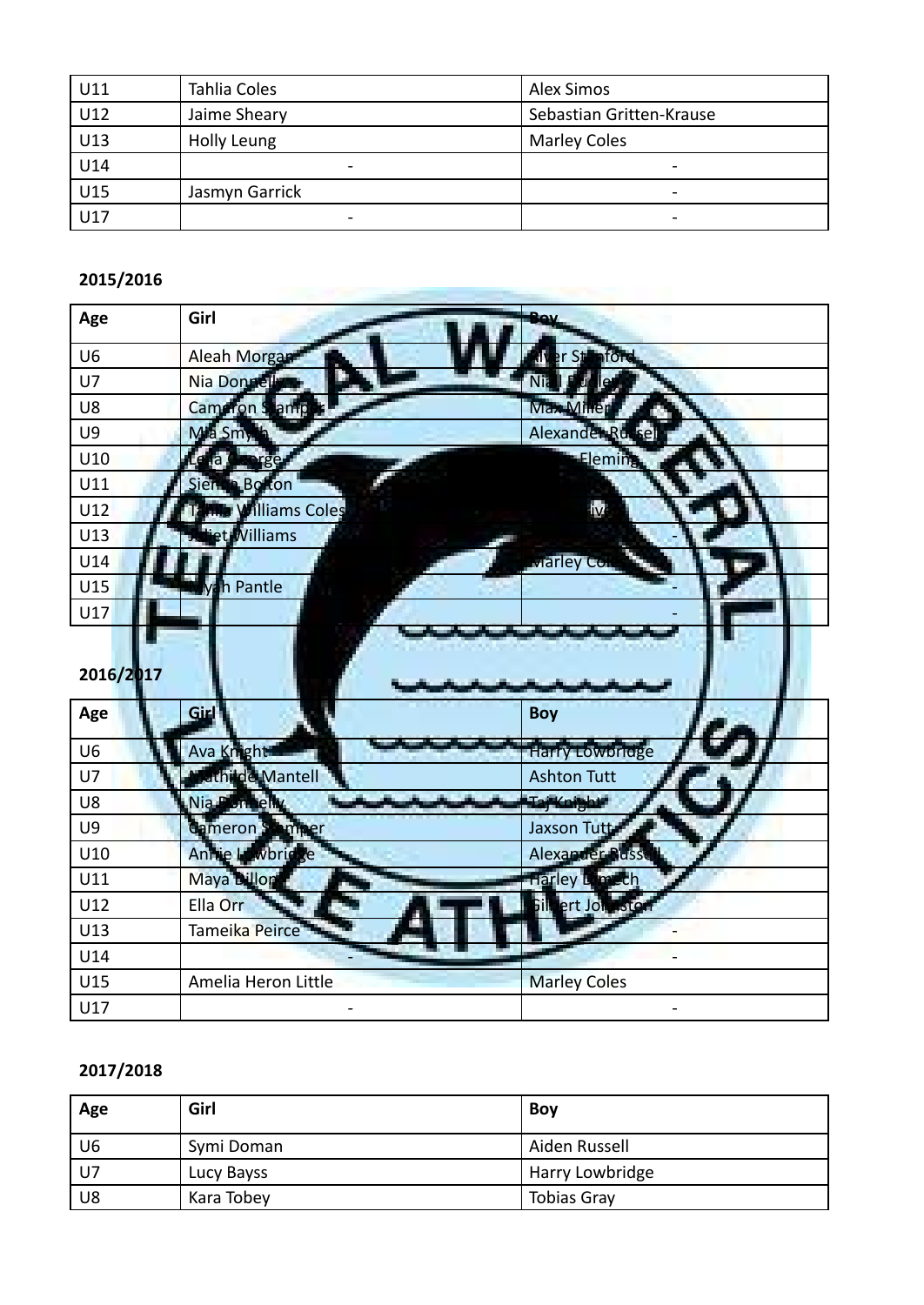| U11 | Tahlia Coles | Alex Simos |
|---|---|---|
| U12 | Jaime Sheary | Sebastian Gritten-Krause |
| U13 | Holly Leung | Marley Coles |
| U14 | - | - |
| U15 | Jasmyn Garrick | - |
| U17 | - | - |

**2015/2016**

| Age | Girl | Boy |
|---|---|---|
| U6 | Aleah Morgan | Oliver Stanford |
| U7 | Nia Donnelly | Niall Butler |
| U8 | Cameron Stamper | Max Miller |
| U9 | Mia Smyth | Alexander Russell |
| U10 | Leila George | Fleming |
| U11 | Sienna Bolton | |
| U12 | Williams Coles | |
| U13 | Juliet Williams | - |
| U14 | | Marley Coles |
| U15 | h Pantle | - |
| U17 | | - |

**2016/2017**

| Age | Girl | Boy |
|---|---|---|
| U6 | Ava Knight | Harry Lowbridge |
| U7 | Mathilde Mantell | Ashton Tutt |
| U8 | Nia Donnelly | Taj Knight |
| U9 | Cameron Stamper | Jaxson Tutt |
| U10 | Annie Lowbridge | Alexander Russell |
| U11 | Maya Dillon | Harley |
| U12 | Ella Orr | Gilbert Johnston |
| U13 | Tameika Peirce | - |
| U14 | - | - |
| U15 | Amelia Heron Little | Marley Coles |
| U17 | - | - |

**2017/2018**

| Age | Girl | Boy |
|---|---|---|
| U6 | Symi Doman | Aiden Russell |
| U7 | Lucy Bayss | Harry Lowbridge |
| U8 | Kara Tobey | Tobias Gray |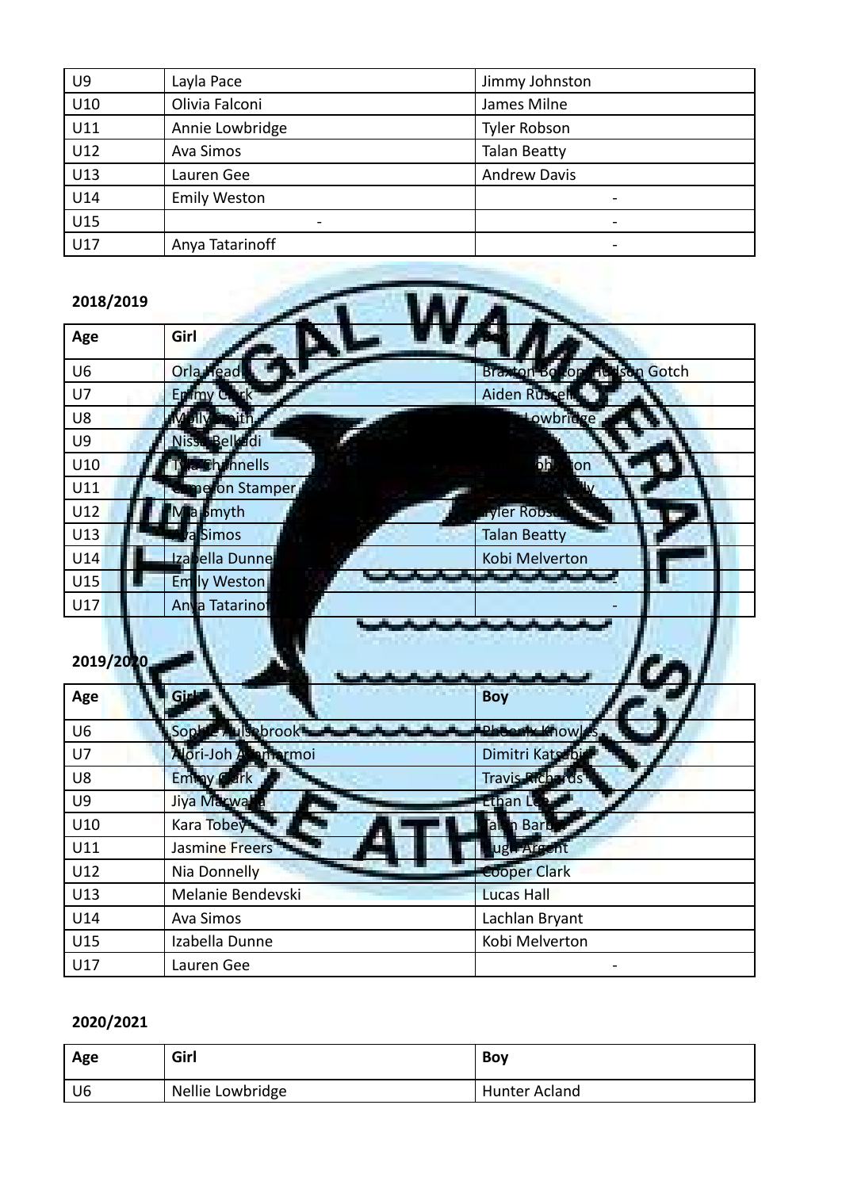| U9 | Layla Pace | Jimmy Johnston |
|---|---|---|
| U10 | Olivia Falconi | James Milne |
| U11 | Annie Lowbridge | Tyler Robson |
| U12 | Ava Simos | Talan Beatty |
| U13 | Lauren Gee | Andrew Davis |
| U14 | Emily Weston | - |
| U15 | - | - |
| U17 | Anya Tatarinoff | - |

**2018/2019**

| Age | Girl | Boy |
|---|---|---|
| U6 | Orla Head | Braxton Bolton Hudson Gotch |
| U7 | Emmy Clark | Aiden Russell |
| U8 | Molly Smith | Lowbridge |
| U9 | Nissa Belkadi | |
| U10 | Tyla Channells | Johnston |
| U11 | Cameron Stamper | |
| U12 | Mia Smyth | Tyler Robson |
| U13 | Ava Simos | Talan Beatty |
| U14 | Izabella Dunne | Kobi Melverton |
| U15 | Emily Weston | - |
| U17 | Anya Tatarinoff | - |

**2019/2020**

| Age | Girl | Boy |
|---|---|---|
| U6 | Sophie Mulsebrook | Phoenix Knowles |
| U7 | Alori-Joh Ammarmoi | Dimitri Katsabis |
| U8 | Emmy Clark | Travis Richards |
| U9 | Jiya Marwaha | Ethan Lee |
| U10 | Kara Tobey | Talan Barb |
| U11 | Jasmine Freers | Hugh Argent |
| U12 | Nia Donnelly | Cooper Clark |
| U13 | Melanie Bendevski | Lucas Hall |
| U14 | Ava Simos | Lachlan Bryant |
| U15 | Izabella Dunne | Kobi Melverton |
| U17 | Lauren Gee | - |

**2020/2021**

| Age | Girl | Boy |
|---|---|---|
| U6 | Nellie Lowbridge | Hunter Acland |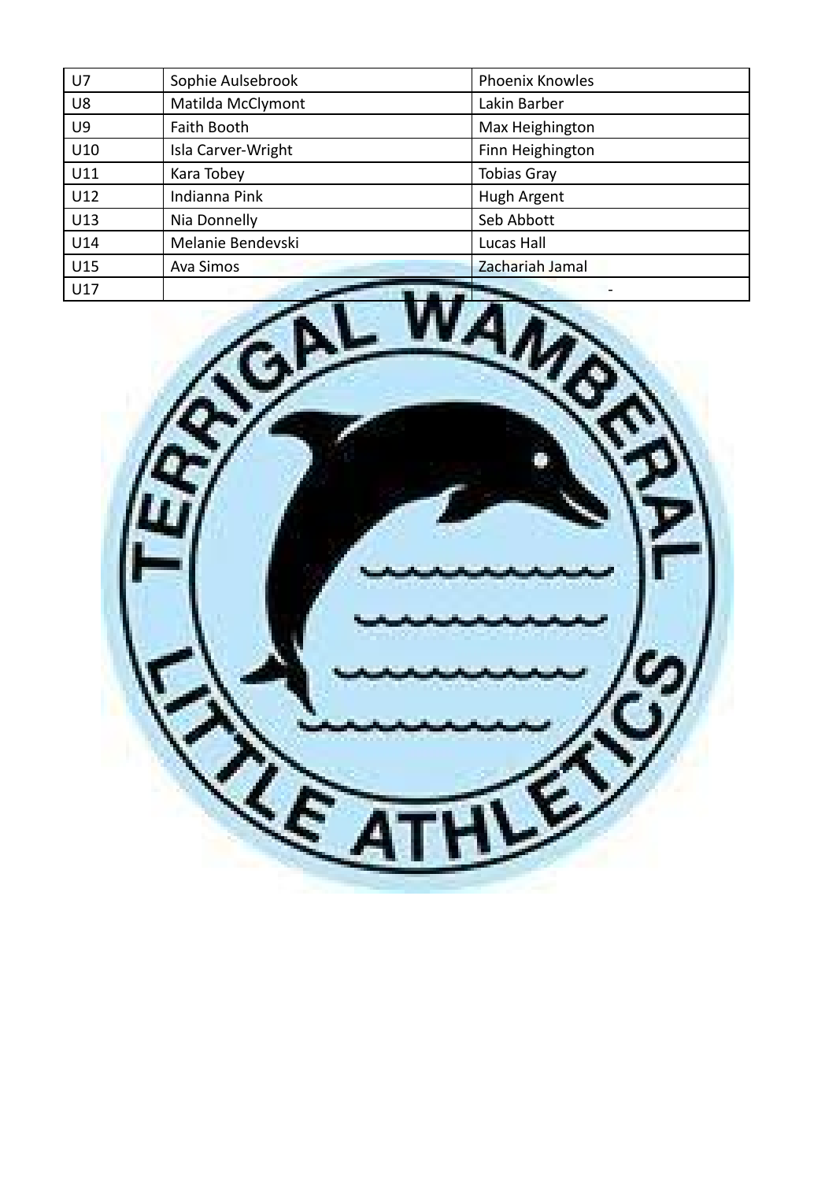| | | |
|---|---|---|
| U7 | Sophie Aulsebrook | Phoenix Knowles |
| U8 | Matilda McClymont | Lakin Barber |
| U9 | Faith Booth | Max Heighington |
| U10 | Isla Carver-Wright | Finn Heighington |
| U11 | Kara Tobey | Tobias Gray |
| U12 | Indianna Pink | Hugh Argent |
| U13 | Nia Donnelly | Seb Abbott |
| U14 | Melanie Bendevski | Lucas Hall |
| U15 | Ava Simos | Zachariah Jamal |
| U17 | - | - |